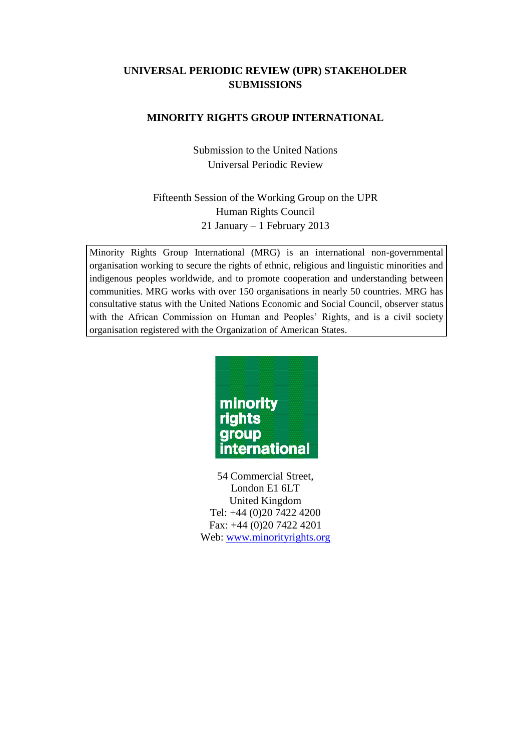# UNIVERSAL PERIODIC REVIEW (UPR) STAKEHOLDER SUBMISSIONS

## MINORITY RIGHTS GROUP INTERNATIONAL

Submission to the United Nations
Universal Periodic Review

Fifteenth Session of the Working Group on the UPR
Human Rights Council
21 January – 1 February 2013

Minority Rights Group International (MRG) is an international non-governmental organisation working to secure the rights of ethnic, religious and linguistic minorities and indigenous peoples worldwide, and to promote cooperation and understanding between communities. MRG works with over 150 organisations in nearly 50 countries. MRG has consultative status with the United Nations Economic and Social Council, observer status with the African Commission on Human and Peoples' Rights, and is a civil society organisation registered with the Organization of American States.

minority rights group international

54 Commercial Street,
London E1 6LT
United Kingdom
Tel: +44 (0)20 7422 4200
Fax: +44 (0)20 7422 4201
Web: www.minorityrights.org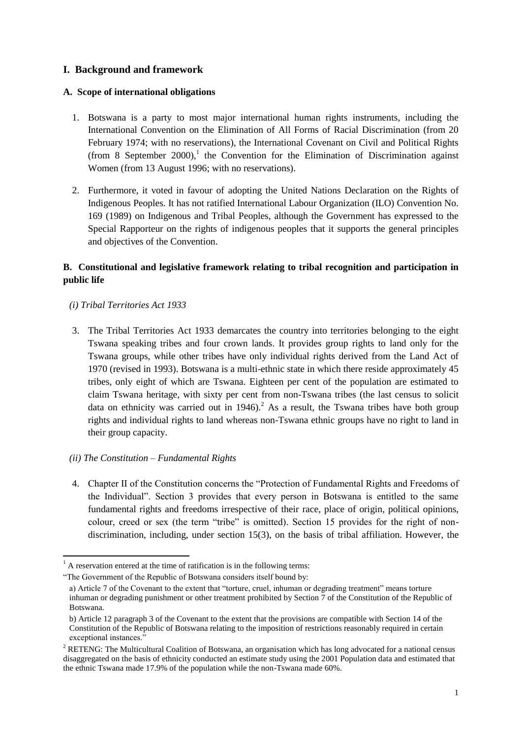## I. Background and framework

### A. Scope of international obligations

1. Botswana is a party to most major international human rights instruments, including the International Convention on the Elimination of All Forms of Racial Discrimination (from 20 February 1974; with no reservations), the International Covenant on Civil and Political Rights (from 8 September 2000),[1] the Convention for the Elimination of Discrimination against Women (from 13 August 1996; with no reservations).

2. Furthermore, it voted in favour of adopting the United Nations Declaration on the Rights of Indigenous Peoples. It has not ratified International Labour Organization (ILO) Convention No. 169 (1989) on Indigenous and Tribal Peoples, although the Government has expressed to the Special Rapporteur on the rights of indigenous peoples that it supports the general principles and objectives of the Convention.

### B. Constitutional and legislative framework relating to tribal recognition and participation in public life

*(i) Tribal Territories Act 1933*

3. The Tribal Territories Act 1933 demarcates the country into territories belonging to the eight Tswana speaking tribes and four crown lands. It provides group rights to land only for the Tswana groups, while other tribes have only individual rights derived from the Land Act of 1970 (revised in 1993). Botswana is a multi-ethnic state in which there reside approximately 45 tribes, only eight of which are Tswana. Eighteen per cent of the population are estimated to claim Tswana heritage, with sixty per cent from non-Tswana tribes (the last census to solicit data on ethnicity was carried out in 1946).[2] As a result, the Tswana tribes have both group rights and individual rights to land whereas non-Tswana ethnic groups have no right to land in their group capacity.

*(ii) The Constitution – Fundamental Rights*

4. Chapter II of the Constitution concerns the "Protection of Fundamental Rights and Freedoms of the Individual". Section 3 provides that every person in Botswana is entitled to the same fundamental rights and freedoms irrespective of their race, place of origin, political opinions, colour, creed or sex (the term "tribe" is omitted). Section 15 provides for the right of non-discrimination, including, under section 15(3), on the basis of tribal affiliation. However, the

---

[1] A reservation entered at the time of ratification is in the following terms:

"The Government of the Republic of Botswana considers itself bound by:

a) Article 7 of the Covenant to the extent that "torture, cruel, inhuman or degrading treatment" means torture inhuman or degrading punishment or other treatment prohibited by Section 7 of the Constitution of the Republic of Botswana.

b) Article 12 paragraph 3 of the Covenant to the extent that the provisions are compatible with Section 14 of the Constitution of the Republic of Botswana relating to the imposition of restrictions reasonably required in certain exceptional instances."

[2] RETENG: The Multicultural Coalition of Botswana, an organisation which has long advocated for a national census disaggregated on the basis of ethnicity conducted an estimate study using the 2001 Population data and estimated that the ethnic Tswana made 17.9% of the population while the non-Tswana made 60%.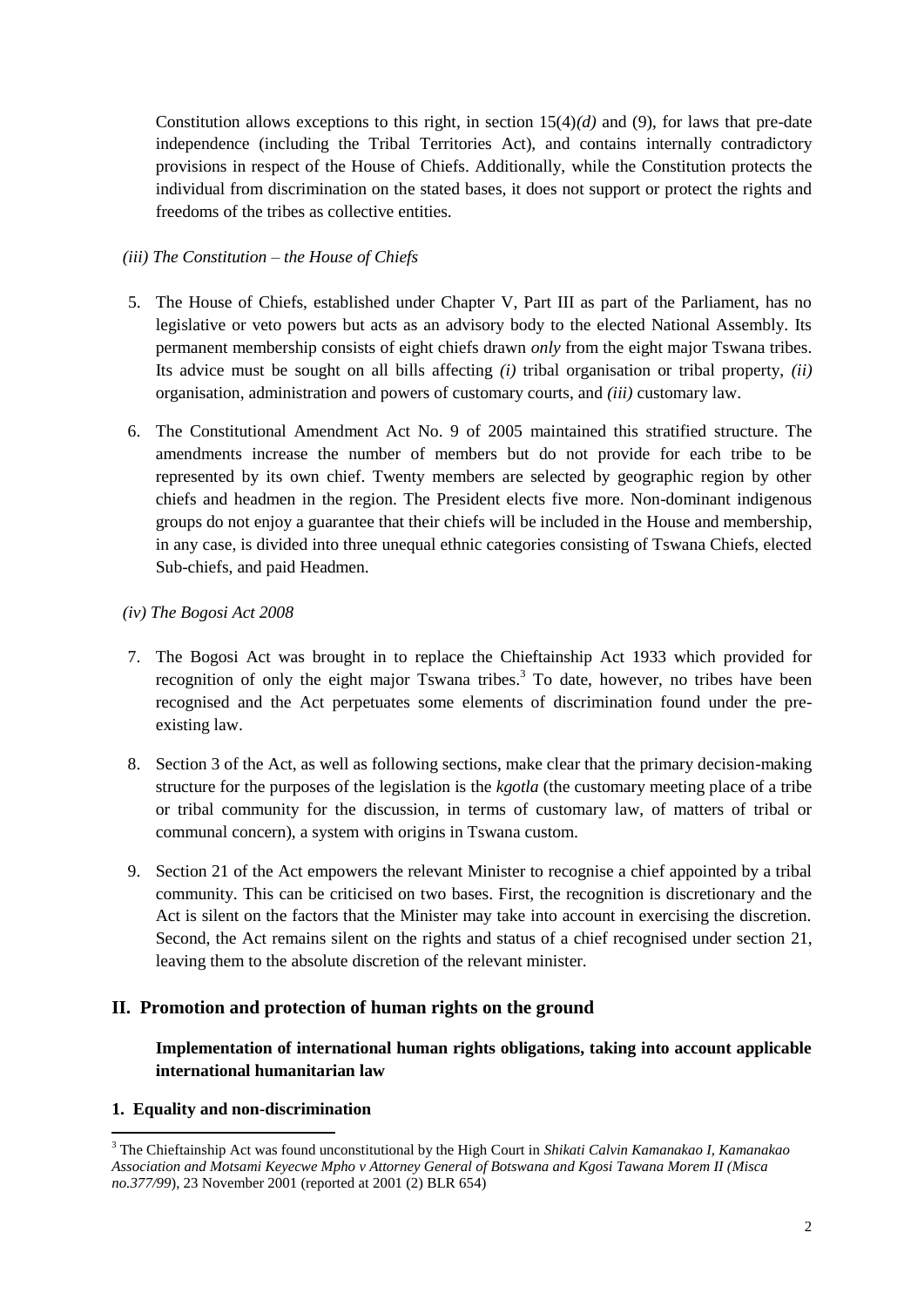Constitution allows exceptions to this right, in section 15(4)*(d)* and (9), for laws that pre-date independence (including the Tribal Territories Act), and contains internally contradictory provisions in respect of the House of Chiefs. Additionally, while the Constitution protects the individual from discrimination on the stated bases, it does not support or protect the rights and freedoms of the tribes as collective entities.

*(iii) The Constitution – the House of Chiefs*

5. The House of Chiefs, established under Chapter V, Part III as part of the Parliament, has no legislative or veto powers but acts as an advisory body to the elected National Assembly. Its permanent membership consists of eight chiefs drawn *only* from the eight major Tswana tribes. Its advice must be sought on all bills affecting *(i)* tribal organisation or tribal property, *(ii)* organisation, administration and powers of customary courts, and *(iii)* customary law.

6. The Constitutional Amendment Act No. 9 of 2005 maintained this stratified structure. The amendments increase the number of members but do not provide for each tribe to be represented by its own chief. Twenty members are selected by geographic region by other chiefs and headmen in the region. The President elects five more. Non-dominant indigenous groups do not enjoy a guarantee that their chiefs will be included in the House and membership, in any case, is divided into three unequal ethnic categories consisting of Tswana Chiefs, elected Sub-chiefs, and paid Headmen.

*(iv) The Bogosi Act 2008*

7. The Bogosi Act was brought in to replace the Chieftainship Act 1933 which provided for recognition of only the eight major Tswana tribes.[3] To date, however, no tribes have been recognised and the Act perpetuates some elements of discrimination found under the pre-existing law.

8. Section 3 of the Act, as well as following sections, make clear that the primary decision-making structure for the purposes of the legislation is the *kgotla* (the customary meeting place of a tribe or tribal community for the discussion, in terms of customary law, of matters of tribal or communal concern), a system with origins in Tswana custom.

9. Section 21 of the Act empowers the relevant Minister to recognise a chief appointed by a tribal community. This can be criticised on two bases. First, the recognition is discretionary and the Act is silent on the factors that the Minister may take into account in exercising the discretion. Second, the Act remains silent on the rights and status of a chief recognised under section 21, leaving them to the absolute discretion of the relevant minister.

## II. Promotion and protection of human rights on the ground

### Implementation of international human rights obligations, taking into account applicable international humanitarian law

#### 1. Equality and non-discrimination

---

[3] The Chieftainship Act was found unconstitutional by the High Court in *Shikati Calvin Kamanakao I, Kamanakao Association and Motsami Keyecwe Mpho v Attorney General of Botswana and Kgosi Tawana Morem II (Misca no.377/99*), 23 November 2001 (reported at 2001 (2) BLR 654)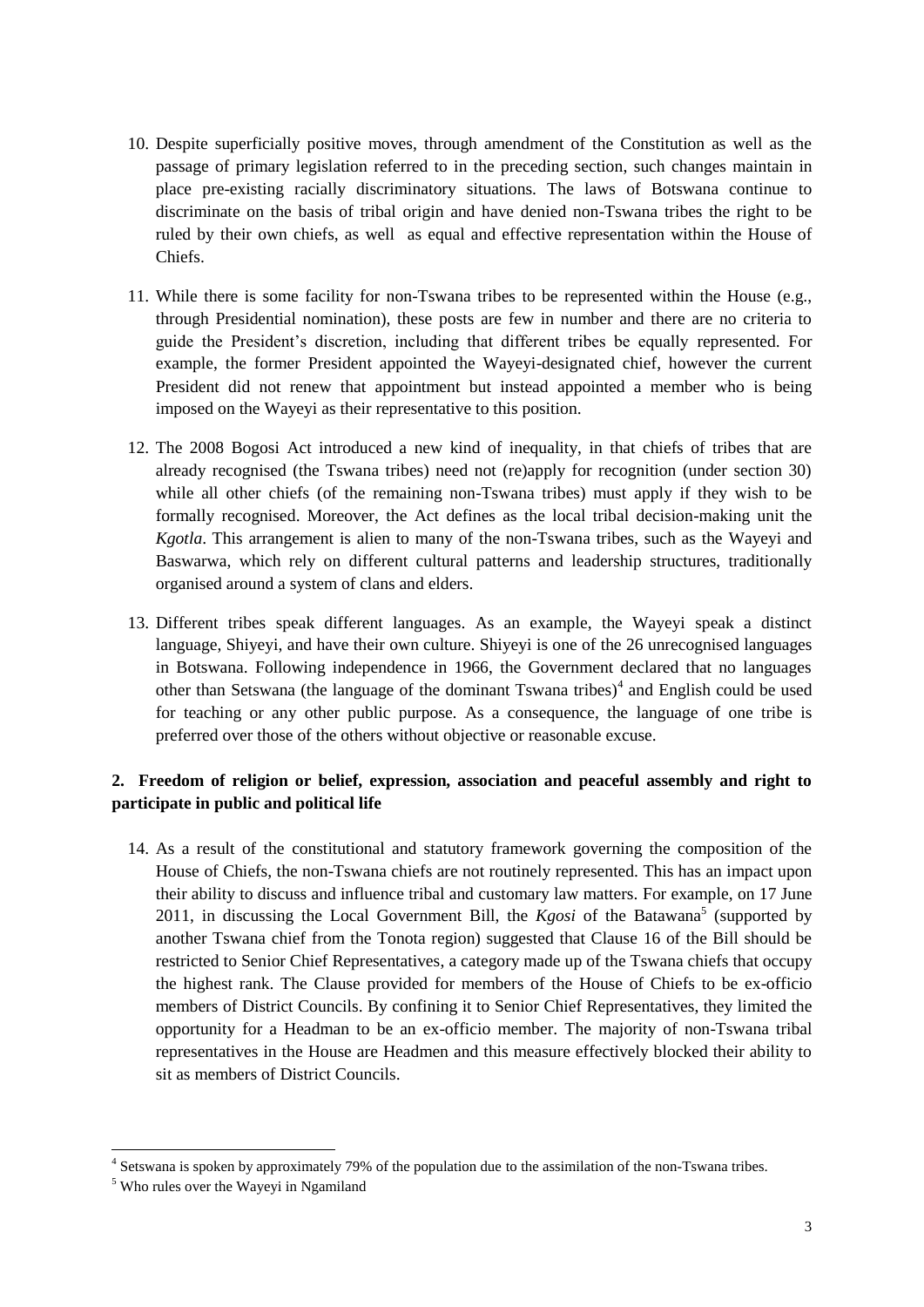10. Despite superficially positive moves, through amendment of the Constitution as well as the passage of primary legislation referred to in the preceding section, such changes maintain in place pre-existing racially discriminatory situations. The laws of Botswana continue to discriminate on the basis of tribal origin and have denied non-Tswana tribes the right to be ruled by their own chiefs, as well as equal and effective representation within the House of Chiefs.

11. While there is some facility for non-Tswana tribes to be represented within the House (e.g., through Presidential nomination), these posts are few in number and there are no criteria to guide the President's discretion, including that different tribes be equally represented. For example, the former President appointed the Wayeyi-designated chief, however the current President did not renew that appointment but instead appointed a member who is being imposed on the Wayeyi as their representative to this position.

12. The 2008 Bogosi Act introduced a new kind of inequality, in that chiefs of tribes that are already recognised (the Tswana tribes) need not (re)apply for recognition (under section 30) while all other chiefs (of the remaining non-Tswana tribes) must apply if they wish to be formally recognised. Moreover, the Act defines as the local tribal decision-making unit the *Kgotla*. This arrangement is alien to many of the non-Tswana tribes, such as the Wayeyi and Baswarwa, which rely on different cultural patterns and leadership structures, traditionally organised around a system of clans and elders.

13. Different tribes speak different languages. As an example, the Wayeyi speak a distinct language, Shiyeyi, and have their own culture. Shiyeyi is one of the 26 unrecognised languages in Botswana. Following independence in 1966, the Government declared that no languages other than Setswana (the language of the dominant Tswana tribes)[4] and English could be used for teaching or any other public purpose. As a consequence, the language of one tribe is preferred over those of the others without objective or reasonable excuse.

## 2. Freedom of religion or belief, expression, association and peaceful assembly and right to participate in public and political life

14. As a result of the constitutional and statutory framework governing the composition of the House of Chiefs, the non-Tswana chiefs are not routinely represented. This has an impact upon their ability to discuss and influence tribal and customary law matters. For example, on 17 June 2011, in discussing the Local Government Bill, the *Kgosi* of the Batawana[5] (supported by another Tswana chief from the Tonota region) suggested that Clause 16 of the Bill should be restricted to Senior Chief Representatives, a category made up of the Tswana chiefs that occupy the highest rank. The Clause provided for members of the House of Chiefs to be ex-officio members of District Councils. By confining it to Senior Chief Representatives, they limited the opportunity for a Headman to be an ex-officio member. The majority of non-Tswana tribal representatives in the House are Headmen and this measure effectively blocked their ability to sit as members of District Councils.

---

[4] Setswana is spoken by approximately 79% of the population due to the assimilation of the non-Tswana tribes.

[5] Who rules over the Wayeyi in Ngamiland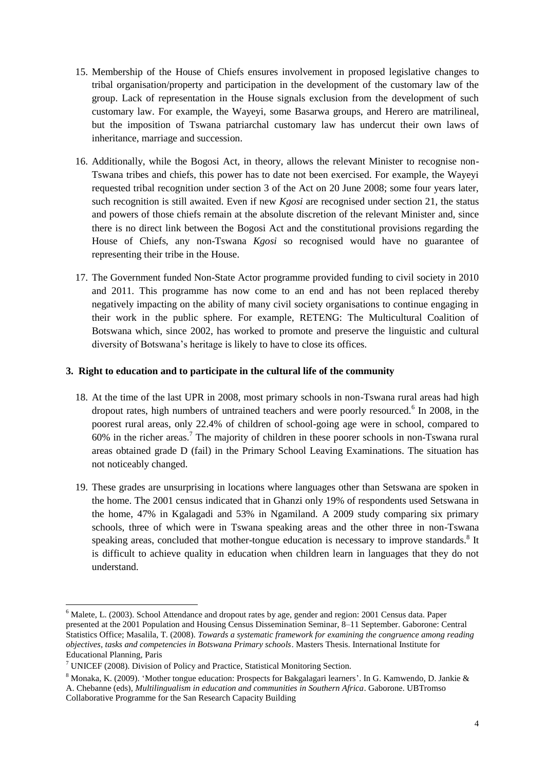15. Membership of the House of Chiefs ensures involvement in proposed legislative changes to tribal organisation/property and participation in the development of the customary law of the group. Lack of representation in the House signals exclusion from the development of such customary law. For example, the Wayeyi, some Basarwa groups, and Herero are matrilineal, but the imposition of Tswana patriarchal customary law has undercut their own laws of inheritance, marriage and succession.

16. Additionally, while the Bogosi Act, in theory, allows the relevant Minister to recognise non-Tswana tribes and chiefs, this power has to date not been exercised. For example, the Wayeyi requested tribal recognition under section 3 of the Act on 20 June 2008; some four years later, such recognition is still awaited. Even if new *Kgosi* are recognised under section 21, the status and powers of those chiefs remain at the absolute discretion of the relevant Minister and, since there is no direct link between the Bogosi Act and the constitutional provisions regarding the House of Chiefs, any non-Tswana *Kgosi* so recognised would have no guarantee of representing their tribe in the House.

17. The Government funded Non-State Actor programme provided funding to civil society in 2010 and 2011. This programme has now come to an end and has not been replaced thereby negatively impacting on the ability of many civil society organisations to continue engaging in their work in the public sphere. For example, RETENG: The Multicultural Coalition of Botswana which, since 2002, has worked to promote and preserve the linguistic and cultural diversity of Botswana's heritage is likely to have to close its offices.

## 3. Right to education and to participate in the cultural life of the community

18. At the time of the last UPR in 2008, most primary schools in non-Tswana rural areas had high dropout rates, high numbers of untrained teachers and were poorly resourced.[6] In 2008, in the poorest rural areas, only 22.4% of children of school-going age were in school, compared to 60% in the richer areas.[7] The majority of children in these poorer schools in non-Tswana rural areas obtained grade D (fail) in the Primary School Leaving Examinations. The situation has not noticeably changed.

19. These grades are unsurprising in locations where languages other than Setswana are spoken in the home. The 2001 census indicated that in Ghanzi only 19% of respondents used Setswana in the home, 47% in Kgalagadi and 53% in Ngamiland. A 2009 study comparing six primary schools, three of which were in Tswana speaking areas and the other three in non-Tswana speaking areas, concluded that mother-tongue education is necessary to improve standards.[8] It is difficult to achieve quality in education when children learn in languages that they do not understand.

---

[6] Malete, L. (2003). School Attendance and dropout rates by age, gender and region: 2001 Census data. Paper presented at the 2001 Population and Housing Census Dissemination Seminar, 8–11 September. Gaborone: Central Statistics Office; Masalila, T. (2008). *Towards a systematic framework for examining the congruence among reading objectives, tasks and competencies in Botswana Primary schools*. Masters Thesis. International Institute for Educational Planning, Paris

[7] UNICEF (2008). Division of Policy and Practice, Statistical Monitoring Section.

[8] Monaka, K. (2009). 'Mother tongue education: Prospects for Bakgalagari learners'. In G. Kamwendo, D. Jankie & A. Chebanne (eds), *Multilingualism in education and communities in Southern Africa*. Gaborone. UBTromso Collaborative Programme for the San Research Capacity Building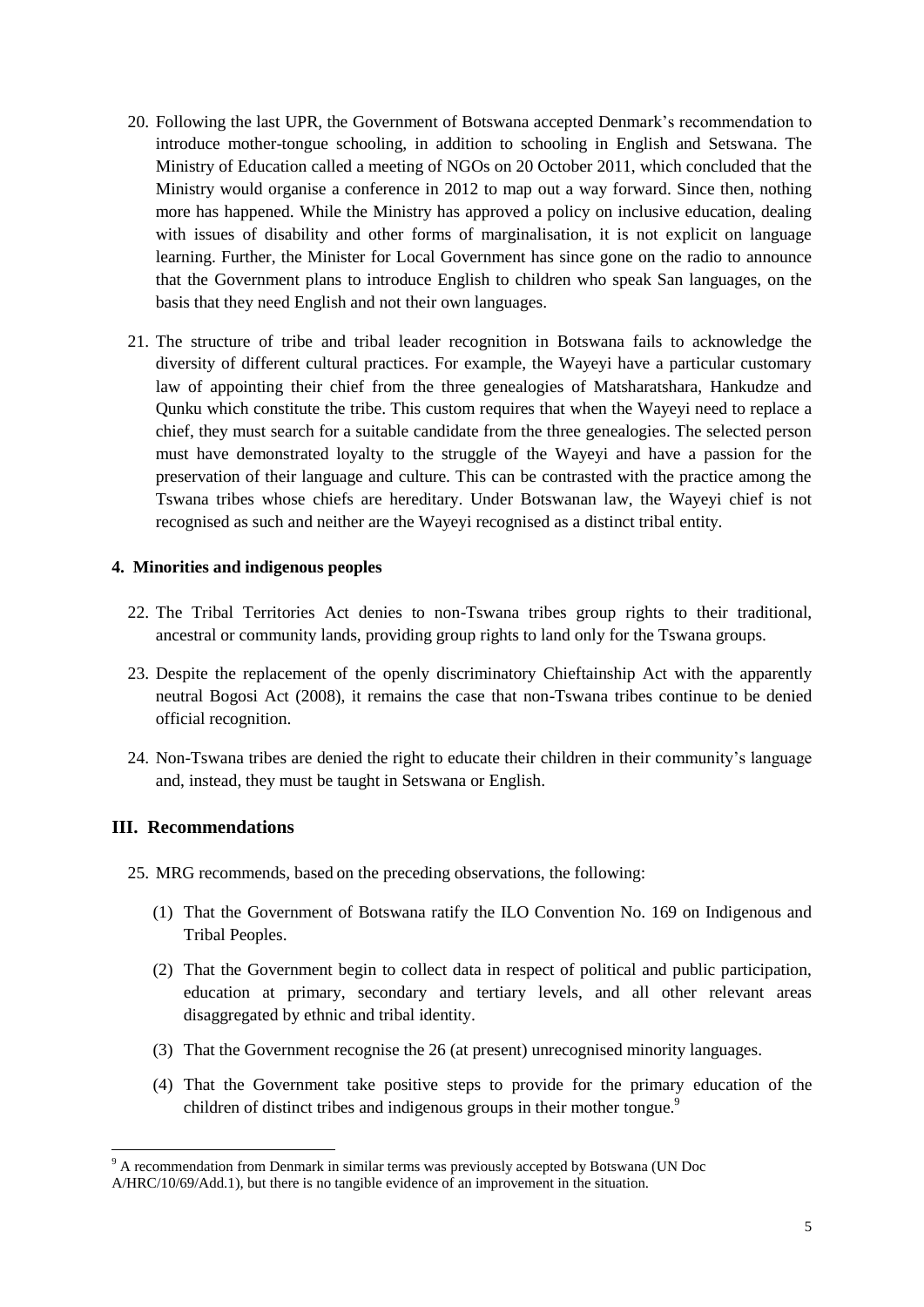20. Following the last UPR, the Government of Botswana accepted Denmark's recommendation to introduce mother-tongue schooling, in addition to schooling in English and Setswana. The Ministry of Education called a meeting of NGOs on 20 October 2011, which concluded that the Ministry would organise a conference in 2012 to map out a way forward. Since then, nothing more has happened. While the Ministry has approved a policy on inclusive education, dealing with issues of disability and other forms of marginalisation, it is not explicit on language learning. Further, the Minister for Local Government has since gone on the radio to announce that the Government plans to introduce English to children who speak San languages, on the basis that they need English and not their own languages.

21. The structure of tribe and tribal leader recognition in Botswana fails to acknowledge the diversity of different cultural practices. For example, the Wayeyi have a particular customary law of appointing their chief from the three genealogies of Matsharatshara, Hankudze and Qunku which constitute the tribe. This custom requires that when the Wayeyi need to replace a chief, they must search for a suitable candidate from the three genealogies. The selected person must have demonstrated loyalty to the struggle of the Wayeyi and have a passion for the preservation of their language and culture. This can be contrasted with the practice among the Tswana tribes whose chiefs are hereditary. Under Botswanan law, the Wayeyi chief is not recognised as such and neither are the Wayeyi recognised as a distinct tribal entity.

### 4. Minorities and indigenous peoples

22. The Tribal Territories Act denies to non-Tswana tribes group rights to their traditional, ancestral or community lands, providing group rights to land only for the Tswana groups.

23. Despite the replacement of the openly discriminatory Chieftainship Act with the apparently neutral Bogosi Act (2008), it remains the case that non-Tswana tribes continue to be denied official recognition.

24. Non-Tswana tribes are denied the right to educate their children in their community's language and, instead, they must be taught in Setswana or English.

## III. Recommendations

25. MRG recommends, based on the preceding observations, the following:

    (1) That the Government of Botswana ratify the ILO Convention No. 169 on Indigenous and Tribal Peoples.

    (2) That the Government begin to collect data in respect of political and public participation, education at primary, secondary and tertiary levels, and all other relevant areas disaggregated by ethnic and tribal identity.

    (3) That the Government recognise the 26 (at present) unrecognised minority languages.

    (4) That the Government take positive steps to provide for the primary education of the children of distinct tribes and indigenous groups in their mother tongue.[9]

---

[9] A recommendation from Denmark in similar terms was previously accepted by Botswana (UN Doc A/HRC/10/69/Add.1), but there is no tangible evidence of an improvement in the situation.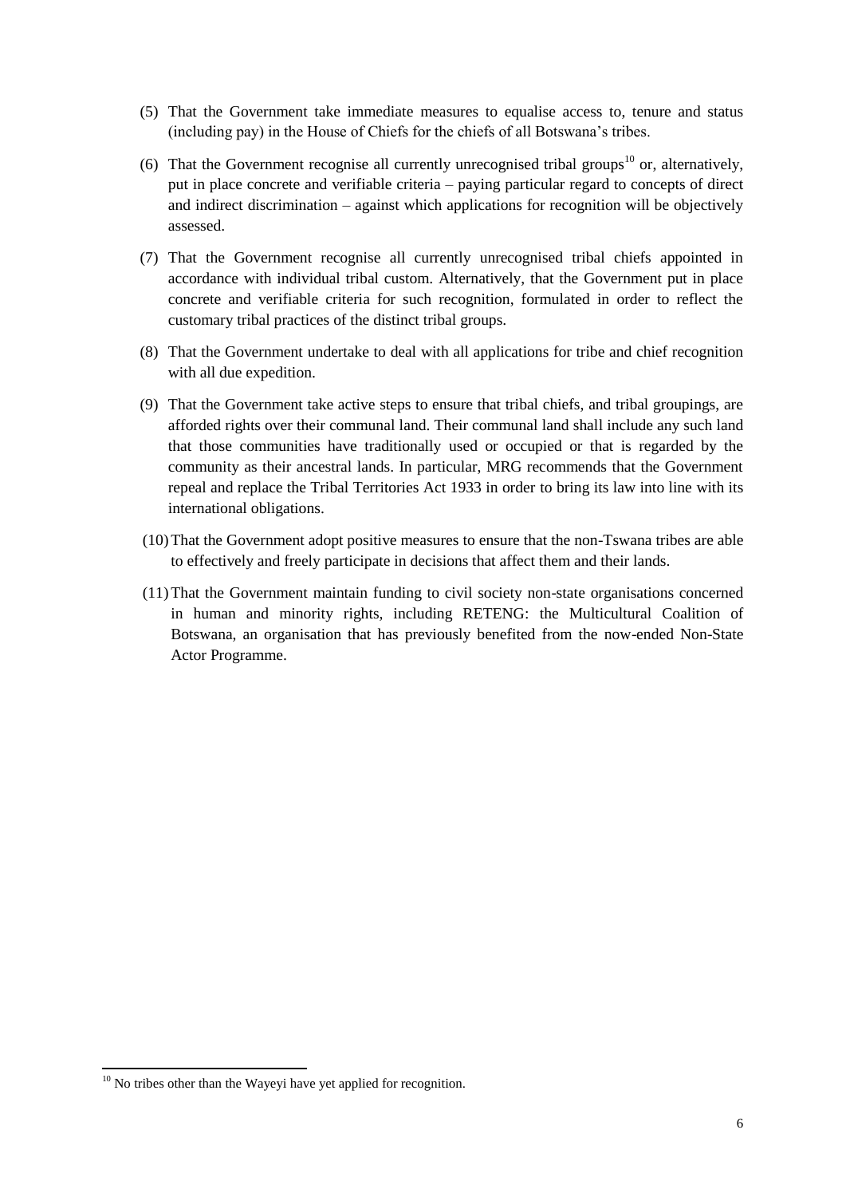(5) That the Government take immediate measures to equalise access to, tenure and status (including pay) in the House of Chiefs for the chiefs of all Botswana's tribes.

(6) That the Government recognise all currently unrecognised tribal groups[10] or, alternatively, put in place concrete and verifiable criteria – paying particular regard to concepts of direct and indirect discrimination – against which applications for recognition will be objectively assessed.

(7) That the Government recognise all currently unrecognised tribal chiefs appointed in accordance with individual tribal custom. Alternatively, that the Government put in place concrete and verifiable criteria for such recognition, formulated in order to reflect the customary tribal practices of the distinct tribal groups.

(8) That the Government undertake to deal with all applications for tribe and chief recognition with all due expedition.

(9) That the Government take active steps to ensure that tribal chiefs, and tribal groupings, are afforded rights over their communal land. Their communal land shall include any such land that those communities have traditionally used or occupied or that is regarded by the community as their ancestral lands. In particular, MRG recommends that the Government repeal and replace the Tribal Territories Act 1933 in order to bring its law into line with its international obligations.

(10) That the Government adopt positive measures to ensure that the non-Tswana tribes are able to effectively and freely participate in decisions that affect them and their lands.

(11) That the Government maintain funding to civil society non-state organisations concerned in human and minority rights, including RETENG: the Multicultural Coalition of Botswana, an organisation that has previously benefited from the now-ended Non-State Actor Programme.

[10] No tribes other than the Wayeyi have yet applied for recognition.